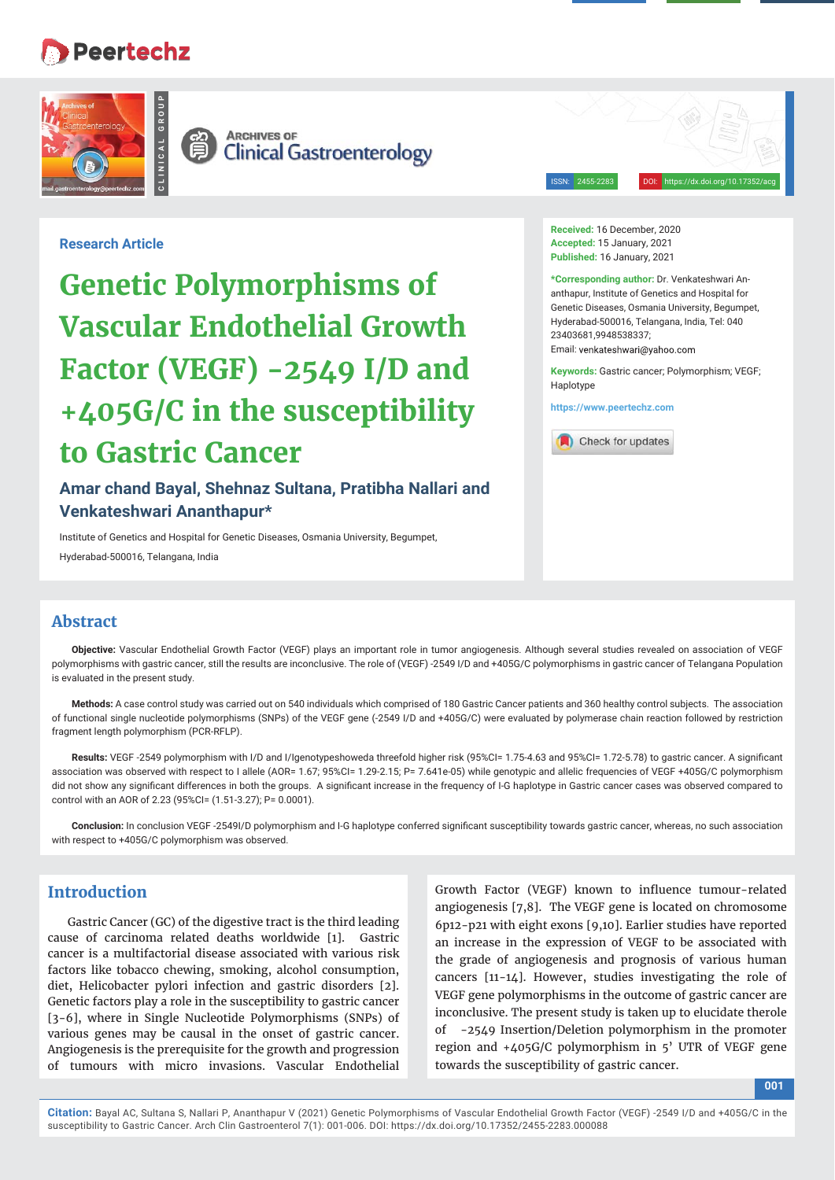Research Article

# Genetic Polymorphisms of Vascular Endothelial Growth Factor (VEGF) -2549 I/D and +405G/C in the susceptibility to Gastric Cancer

**Amar chand Bayal, Shehnaz Sultana, Pratibha Nallari and Venkateshwari Ananthapur***

Institute of Genetics and Hospital for Genetic Diseases, Osmania University, Begumpet, Hyderabad-500016, Telangana, India

**Received:** 16 December, 2020
**Accepted:** 15 January, 2021
**Published:** 16 January, 2021

***Corresponding author:** Dr. Venkateshwari Ananthapur, Institute of Genetics and Hospital for Genetic Diseases, Osmania University, Begumpet, Hyderabad-500016, Telangana, India, Tel: 040 23403681,9948538337;
Email: venkateshwari@yahoo.com

**Keywords:** Gastric cancer; Polymorphism; VEGF; Haplotype

https://www.peertechz.com

## Abstract

**Objective:** Vascular Endothelial Growth Factor (VEGF) plays an important role in tumor angiogenesis. Although several studies revealed on association of VEGF polymorphisms with gastric cancer, still the results are inconclusive. The role of (VEGF) -2549 I/D and +405G/C polymorphisms in gastric cancer of Telangana Population is evaluated in the present study.

**Methods:** A case control study was carried out on 540 individuals which comprised of 180 Gastric Cancer patients and 360 healthy control subjects. The association of functional single nucleotide polymorphisms (SNPs) of the VEGF gene (-2549 I/D and +405G/C) were evaluated by polymerase chain reaction followed by restriction fragment length polymorphism (PCR-RFLP).

**Results:** VEGF -2549 polymorphism with I/D and I/Igenotypeshoweda threefold higher risk (95%CI= 1.75-4.63 and 95%CI= 1.72-5.78) to gastric cancer. A significant association was observed with respect to I allele (AOR= 1.67; 95%CI= 1.29-2.15; P= 7.641e-05) while genotypic and allelic frequencies of VEGF +405G/C polymorphism did not show any significant differences in both the groups. A significant increase in the frequency of I-G haplotype in Gastric cancer cases was observed compared to control with an AOR of 2.23 (95%CI= (1.51-3.27); P= 0.0001).

**Conclusion:** In conclusion VEGF -2549I/D polymorphism and I-G haplotype conferred significant susceptibility towards gastric cancer, whereas, no such association with respect to +405G/C polymorphism was observed.

## Introduction

Gastric Cancer (GC) of the digestive tract is the third leading cause of carcinoma related deaths worldwide [1]. Gastric cancer is a multifactorial disease associated with various risk factors like tobacco chewing, smoking, alcohol consumption, diet, Helicobacter pylori infection and gastric disorders [2]. Genetic factors play a role in the susceptibility to gastric cancer [3-6], where in Single Nucleotide Polymorphisms (SNPs) of various genes may be causal in the onset of gastric cancer. Angiogenesis is the prerequisite for the growth and progression of tumours with micro invasions. Vascular Endothelial Growth Factor (VEGF) known to influence tumour-related angiogenesis [7,8]. The VEGF gene is located on chromosome 6p12-p21 with eight exons [9,10]. Earlier studies have reported an increase in the expression of VEGF to be associated with the grade of angiogenesis and prognosis of various human cancers [11-14]. However, studies investigating the role of VEGF gene polymorphisms in the outcome of gastric cancer are inconclusive. The present study is taken up to elucidate therole of -2549 Insertion/Deletion polymorphism in the promoter region and +405G/C polymorphism in 5' UTR of VEGF gene towards the susceptibility of gastric cancer.

**Citation:** Bayal AC, Sultana S, Nallari P, Ananthapur V (2021) Genetic Polymorphisms of Vascular Endothelial Growth Factor (VEGF) -2549 I/D and +405G/C in the susceptibility to Gastric Cancer. Arch Clin Gastroenterol 7(1): 001-006. DOI: https://dx.doi.org/10.17352/2455-2283.000088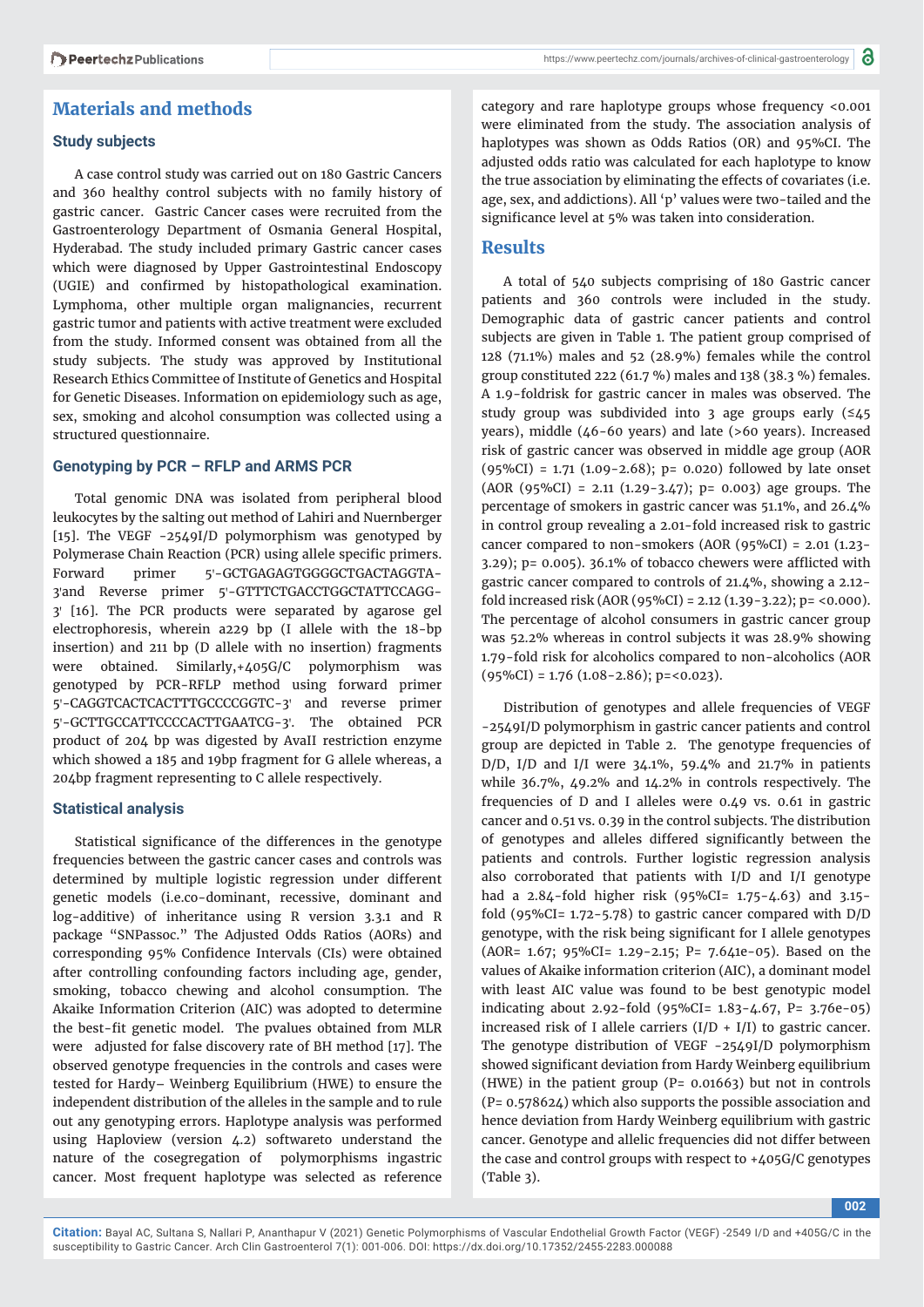## Materials and methods

### Study subjects

A case control study was carried out on 180 Gastric Cancers and 360 healthy control subjects with no family history of gastric cancer. Gastric Cancer cases were recruited from the Gastroenterology Department of Osmania General Hospital, Hyderabad. The study included primary Gastric cancer cases which were diagnosed by Upper Gastrointestinal Endoscopy (UGIE) and confirmed by histopathological examination. Lymphoma, other multiple organ malignancies, recurrent gastric tumor and patients with active treatment were excluded from the study. Informed consent was obtained from all the study subjects. The study was approved by Institutional Research Ethics Committee of Institute of Genetics and Hospital for Genetic Diseases. Information on epidemiology such as age, sex, smoking and alcohol consumption was collected using a structured questionnaire.

### Genotyping by PCR – RFLP and ARMS PCR

Total genomic DNA was isolated from peripheral blood leukocytes by the salting out method of Lahiri and Nuernberger [15]. The VEGF -2549I/D polymorphism was genotyped by Polymerase Chain Reaction (PCR) using allele specific primers. Forward primer 5'-GCTGAGAGTGGGGCTGACTAGGTA-3'and Reverse primer 5'-GTTTCTGACCTGGCTATTCCAGG-3' [16]. The PCR products were separated by agarose gel electrophoresis, wherein a229 bp (I allele with the 18-bp insertion) and 211 bp (D allele with no insertion) fragments were obtained. Similarly,+405G/C polymorphism was genotyped by PCR-RFLP method using forward primer 5'-CAGGTCACTCACTTTGCCCCGGTC-3' and reverse primer 5'-GCTTGCCATTCCCCACTTGAATCG-3'. The obtained PCR product of 204 bp was digested by AvaII restriction enzyme which showed a 185 and 19bp fragment for G allele whereas, a 204bp fragment representing to C allele respectively.

### Statistical analysis

Statistical significance of the differences in the genotype frequencies between the gastric cancer cases and controls was determined by multiple logistic regression under different genetic models (i.e.co-dominant, recessive, dominant and log-additive) of inheritance using R version 3.3.1 and R package "SNPassoc." The Adjusted Odds Ratios (AORs) and corresponding 95% Confidence Intervals (CIs) were obtained after controlling confounding factors including age, gender, smoking, tobacco chewing and alcohol consumption. The Akaike Information Criterion (AIC) was adopted to determine the best-fit genetic model. The pvalues obtained from MLR were adjusted for false discovery rate of BH method [17]. The observed genotype frequencies in the controls and cases were tested for Hardy– Weinberg Equilibrium (HWE) to ensure the independent distribution of the alleles in the sample and to rule out any genotyping errors. Haplotype analysis was performed using Haploview (version 4.2) softwareto understand the nature of the cosegregation of polymorphisms ingastric cancer. Most frequent haplotype was selected as reference category and rare haplotype groups whose frequency <0.001 were eliminated from the study. The association analysis of haplotypes was shown as Odds Ratios (OR) and 95%CI. The adjusted odds ratio was calculated for each haplotype to know the true association by eliminating the effects of covariates (i.e. age, sex, and addictions). All 'p' values were two-tailed and the significance level at 5% was taken into consideration.

## Results

A total of 540 subjects comprising of 180 Gastric cancer patients and 360 controls were included in the study. Demographic data of gastric cancer patients and control subjects are given in Table 1. The patient group comprised of 128 (71.1%) males and 52 (28.9%) females while the control group constituted 222 (61.7 %) males and 138 (38.3 %) females. A 1.9-foldrisk for gastric cancer in males was observed. The study group was subdivided into 3 age groups early (≤45 years), middle (46-60 years) and late (>60 years). Increased risk of gastric cancer was observed in middle age group (AOR (95%CI) = 1.71 (1.09-2.68); p= 0.020) followed by late onset (AOR (95%CI) = 2.11 (1.29-3.47); p= 0.003) age groups. The percentage of smokers in gastric cancer was 51.1%, and 26.4% in control group revealing a 2.01-fold increased risk to gastric cancer compared to non-smokers (AOR (95%CI) = 2.01 (1.23-3.29); p= 0.005). 36.1% of tobacco chewers were afflicted with gastric cancer compared to controls of 21.4%, showing a 2.12-fold increased risk (AOR (95%CI) = 2.12 (1.39-3.22); p= <0.000). The percentage of alcohol consumers in gastric cancer group was 52.2% whereas in control subjects it was 28.9% showing 1.79-fold risk for alcoholics compared to non-alcoholics (AOR (95%CI) = 1.76 (1.08-2.86); p=<0.023).

Distribution of genotypes and allele frequencies of VEGF -2549I/D polymorphism in gastric cancer patients and control group are depicted in Table 2. The genotype frequencies of D/D, I/D and I/I were 34.1%, 59.4% and 21.7% in patients while 36.7%, 49.2% and 14.2% in controls respectively. The frequencies of D and I alleles were 0.49 vs. 0.61 in gastric cancer and 0.51 vs. 0.39 in the control subjects. The distribution of genotypes and alleles differed significantly between the patients and controls. Further logistic regression analysis also corroborated that patients with I/D and I/I genotype had a 2.84-fold higher risk (95%CI= 1.75-4.63) and 3.15-fold (95%CI= 1.72-5.78) to gastric cancer compared with D/D genotype, with the risk being significant for I allele genotypes (AOR= 1.67; 95%CI= 1.29-2.15; P= 7.641e-05). Based on the values of Akaike information criterion (AIC), a dominant model with least AIC value was found to be best genotypic model indicating about 2.92-fold (95%CI= 1.83-4.67, P= 3.76e-05) increased risk of I allele carriers (I/D + I/I) to gastric cancer. The genotype distribution of VEGF -2549I/D polymorphism showed significant deviation from Hardy Weinberg equilibrium (HWE) in the patient group (P= 0.01663) but not in controls (P= 0.578624) which also supports the possible association and hence deviation from Hardy Weinberg equilibrium with gastric cancer. Genotype and allelic frequencies did not differ between the case and control groups with respect to +405G/C genotypes (Table 3).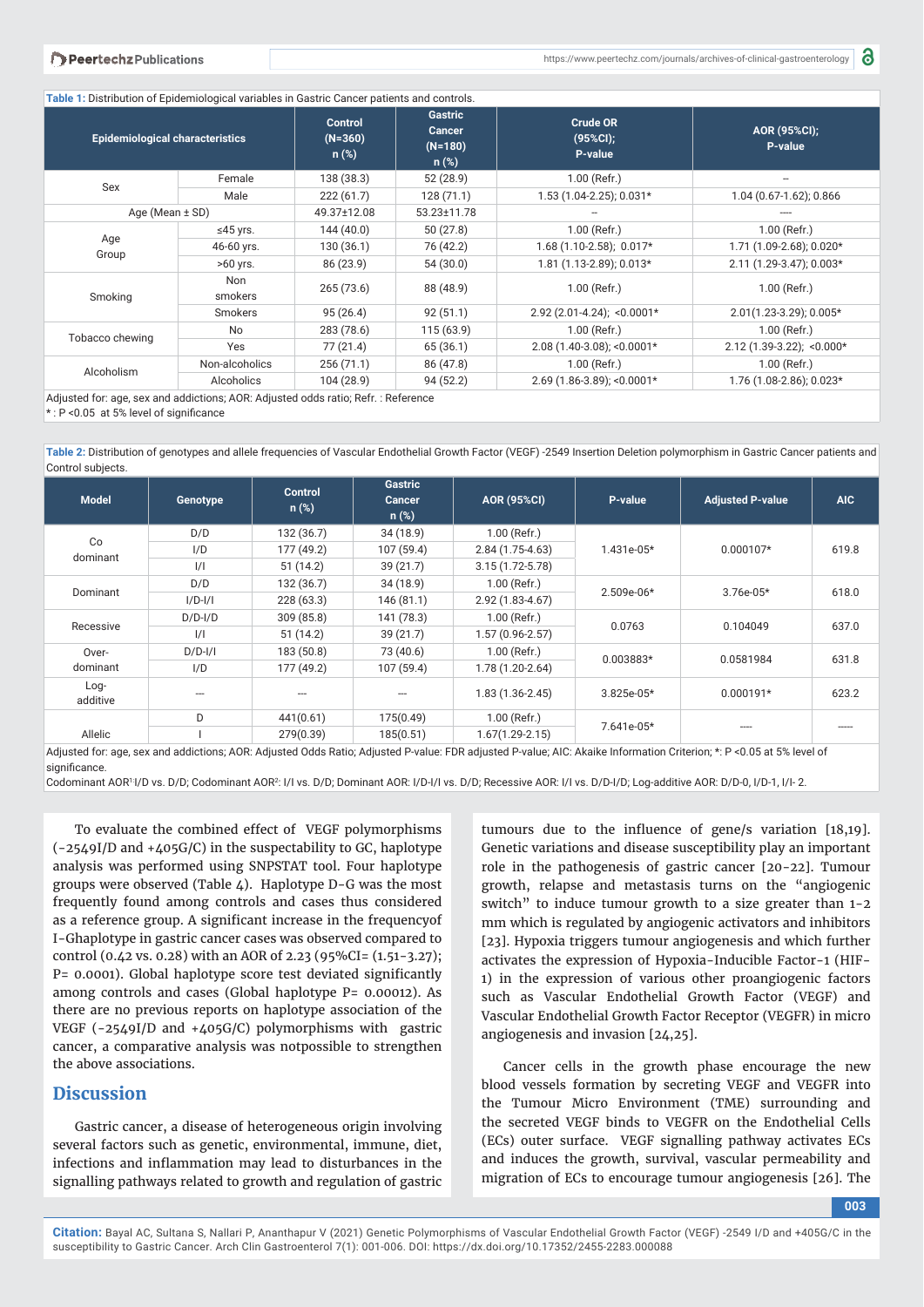**Table 1:** Distribution of Epidemiological variables in Gastric Cancer patients and controls.

| Epidemiological characteristics | | Control (N=360) n (%) | Gastric Cancer (N=180) n (%) | Crude OR (95%CI); P-value | AOR (95%CI); P-value |
|---|---|---|---|---|---|
| Sex | Female | 138 (38.3) | 52 (28.9) | 1.00 (Refr.) | -- |
| | Male | 222 (61.7) | 128 (71.1) | 1.53 (1.04-2.25); 0.031* | 1.04 (0.67-1.62); 0.866 |
| Age (Mean ± SD) | | 49.37±12.08 | 53.23±11.78 | -- | ---- |
| Age Group | ≤45 yrs. | 144 (40.0) | 50 (27.8) | 1.00 (Refr.) | 1.00 (Refr.) |
| | 46-60 yrs. | 130 (36.1) | 76 (42.2) | 1.68 (1.10-2.58); 0.017* | 1.71 (1.09-2.68); 0.020* |
| | >60 yrs. | 86 (23.9) | 54 (30.0) | 1.81 (1.13-2.89); 0.013* | 2.11 (1.29-3.47); 0.003* |
| Smoking | Non smokers | 265 (73.6) | 88 (48.9) | 1.00 (Refr.) | 1.00 (Refr.) |
| | Smokers | 95 (26.4) | 92 (51.1) | 2.92 (2.01-4.24); <0.0001* | 2.01(1.23-3.29); 0.005* |
| Tobacco chewing | No | 283 (78.6) | 115 (63.9) | 1.00 (Refr.) | 1.00 (Refr.) |
| | Yes | 77 (21.4) | 65 (36.1) | 2.08 (1.40-3.08); <0.0001* | 2.12 (1.39-3.22); <0.000* |
| Alcoholism | Non-alcoholics | 256 (71.1) | 86 (47.8) | 1.00 (Refr.) | 1.00 (Refr.) |
| | Alcoholics | 104 (28.9) | 94 (52.2) | 2.69 (1.86-3.89); <0.0001* | 1.76 (1.08-2.86); 0.023* |

Adjusted for: age, sex and addictions; AOR: Adjusted odds ratio; Refr. : Reference
*: P <0.05 at 5% level of significance

**Table 2:** Distribution of genotypes and allele frequencies of Vascular Endothelial Growth Factor (VEGF) -2549 Insertion Deletion polymorphism in Gastric Cancer patients and Control subjects.

| Model | Genotype | Control n (%) | Gastric Cancer n (%) | AOR (95%CI) | P-value | Adjusted P-value | AIC |
|---|---|---|---|---|---|---|---|
| Co dominant | D/D | 132 (36.7) | 34 (18.9) | 1.00 (Refr.) | 1.431e-05* | 0.000107* | 619.8 |
| | I/D | 177 (49.2) | 107 (59.4) | 2.84 (1.75-4.63) | | | |
| | I/I | 51 (14.2) | 39 (21.7) | 3.15 (1.72-5.78) | | | |
| Dominant | D/D | 132 (36.7) | 34 (18.9) | 1.00 (Refr.) | 2.509e-06* | 3.76e-05* | 618.0 |
| | I/D-I/I | 228 (63.3) | 146 (81.1) | 2.92 (1.83-4.67) | | | |
| Recessive | D/D-I/D | 309 (85.8) | 141 (78.3) | 1.00 (Refr.) | 0.0763 | 0.104049 | 637.0 |
| | I/I | 51 (14.2) | 39 (21.7) | 1.57 (0.96-2.57) | | | |
| Over-dominant | D/D-I/I | 183 (50.8) | 73 (40.6) | 1.00 (Refr.) | 0.003883* | 0.0581984 | 631.8 |
| | I/D | 177 (49.2) | 107 (59.4) | 1.78 (1.20-2.64) | | | |
| Log-additive | --- | --- | --- | 1.83 (1.36-2.45) | 3.825e-05* | 0.000191* | 623.2 |
| Allelic | D | 441(0.61) | 175(0.49) | 1.00 (Refr.) | 7.641e-05* | ---- | ----- |
| | I | 279(0.39) | 185(0.51) | 1.67(1.29-2.15) | | | |

Adjusted for: age, sex and addictions; AOR: Adjusted Odds Ratio; Adjusted P-value: FDR adjusted P-value; AIC: Akaike Information Criterion; *: P <0.05 at 5% level of significance.
Codominant AOR[1]:I/D vs. D/D; Codominant AOR[2]: I/I vs. D/D; Dominant AOR: I/D-I/I vs. D/D; Recessive AOR: I/I vs. D/D-I/D; Log-additive AOR: D/D-0, I/D-1, I/I- 2.

To evaluate the combined effect of VEGF polymorphisms (-2549I/D and +405G/C) in the suspectability to GC, haplotype analysis was performed using SNPSTAT tool. Four haplotype groups were observed (Table 4). Haplotype D-G was the most frequently found among controls and cases thus considered as a reference group. A significant increase in the frequencyof I-Ghaplotype in gastric cancer cases was observed compared to control (0.42 vs. 0.28) with an AOR of 2.23 (95%CI= (1.51-3.27); P= 0.0001). Global haplotype score test deviated significantly among controls and cases (Global haplotype P= 0.00012). As there are no previous reports on haplotype association of the VEGF (-2549I/D and +405G/C) polymorphisms with gastric cancer, a comparative analysis was notpossible to strengthen the above associations.

## Discussion

Gastric cancer, a disease of heterogeneous origin involving several factors such as genetic, environmental, immune, diet, infections and inflammation may lead to disturbances in the signalling pathways related to growth and regulation of gastric tumours due to the influence of gene/s variation [18,19]. Genetic variations and disease susceptibility play an important role in the pathogenesis of gastric cancer [20-22]. Tumour growth, relapse and metastasis turns on the "angiogenic switch" to induce tumour growth to a size greater than 1-2 mm which is regulated by angiogenic activators and inhibitors [23]. Hypoxia triggers tumour angiogenesis and which further activates the expression of Hypoxia-Inducible Factor-1 (HIF-1) in the expression of various other proangiogenic factors such as Vascular Endothelial Growth Factor (VEGF) and Vascular Endothelial Growth Factor Receptor (VEGFR) in micro angiogenesis and invasion [24,25].

Cancer cells in the growth phase encourage the new blood vessels formation by secreting VEGF and VEGFR into the Tumour Micro Environment (TME) surrounding and the secreted VEGF binds to VEGFR on the Endothelial Cells (ECs) outer surface. VEGF signalling pathway activates ECs and induces the growth, survival, vascular permeability and migration of ECs to encourage tumour angiogenesis [26]. The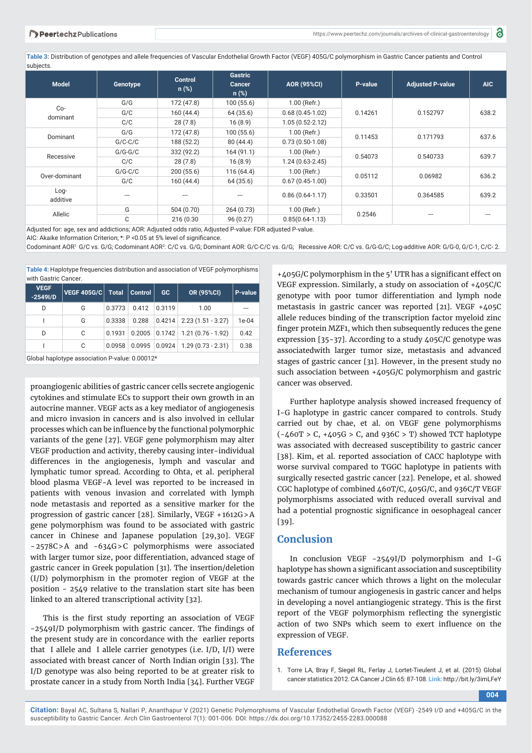**Table 3:** Distribution of genotypes and allele frequencies of Vascular Endothelial Growth Factor (VEGF) 405G/C polymorphism in Gastric Cancer patients and Control subjects.

| Model | Genotype | Control n (%) | Gastric Cancer n (%) | AOR (95%CI) | P-value | Adjusted P-value | AIC |
|---|---|---|---|---|---|---|---|
| Co-dominant | G/G | 172 (47.8) | 100 (55.6) | 1.00 (Refr.) | 0.14261 | 0.152797 | 638.2 |
| | G/C | 160 (44.4) | 64 (35.6) | 0.68 (0.45-1.02) | | | |
| | C/C | 28 (7.8) | 16 (8.9) | 1.05 (0.52-2.12) | | | |
| Dominant | G/G | 172 (47.8) | 100 (55.6) | 1.00 (Refr.) | 0.11453 | 0.171793 | 637.6 |
| | G/C-C/C | 188 (52.2) | 80 (44.4) | 0.73 (0.50-1.08) | | | |
| Recessive | G/G-G/C | 332 (92.2) | 164 (91.1) | 1.00 (Refr.) | 0.54073 | 0.540733 | 639.7 |
| | C/C | 28 (7.8) | 16 (8.9) | 1.24 (0.63-2.45) | | | |
| Over-dominant | G/G-C/C | 200 (55.6) | 116 (64.4) | 1.00 (Refr.) | 0.05112 | 0.06982 | 636.2 |
| | G/C | 160 (44.4) | 64 (35.6) | 0.67 (0.45-1.00) | | | |
| Log-additive | --- | --- | --- | 0.86 (0.64-1.17) | 0.33501 | 0.364585 | 639.2 |
| Allelic | G | 504 (0.70) | 264 (0.73) | 1.00 (Refr.) | 0.2546 | --- | --- |
| | C | 216 (0.30 | 96 (0.27) | 0.85(0.64-1.13) | | | |

Adjusted for: age, sex and addictions; AOR: Adjusted odds ratio, Adjusted P-value: FDR adjusted P-value.
AIC: Akaike Information Criterion; *: P <0.05 at 5% level of significance.
Codominant AOR[1]: G/C vs. G/G; Codominant AOR[2]: C/C vs. G/G; Dominant AOR: G/C-C/C vs. G/G; Recessive AOR: C/C vs. G/G-G/C; Log-additive AOR: G/G-0, G/C-1, C/C- 2.

**Table 4:** Haplotype frequencies distribution and association of VEGF polymorphisms with Gastric Cancer.

| VEGF -2549I/D | VEGF 405G/C | Total | Control | GC | OR (95%CI) | P-value |
|---|---|---|---|---|---|---|
| D | G | 0.3773 | 0.412 | 0.3119 | 1.00 | --- |
| I | G | 0.3338 | 0.288 | 0.4214 | 2.23 (1.51 - 3.27) | 1e-04 |
| D | C | 0.1931 | 0.2005 | 0.1742 | 1.21 (0.76 - 1.92) | 0.42 |
| I | C | 0.0958 | 0.0995 | 0.0924 | 1.29 (0.73 - 2.31) | 0.38 |

Global haplotype association P-value: 0.00012*

proangiogenic abilities of gastric cancer cells secrete angiogenic cytokines and stimulate ECs to support their own growth in an autocrine manner. VEGF acts as a key mediator of angiogenesis and micro invasion in cancers and is also involved in cellular processes which can be influence by the functional polymorphic variants of the gene [27]. VEGF gene polymorphism may alter VEGF production and activity, thereby causing inter-individual differences in the angiogenesis, lymph and vascular and lymphatic tumor spread. According to Ohta, et al. peripheral blood plasma VEGF-A level was reported to be increased in patients with venous invasion and correlated with lymph node metastasis and reported as a sensitive marker for the progression of gastric cancer [28]. Similarly, VEGF +1612G>A gene polymorphism was found to be associated with gastric cancer in Chinese and Japanese population [29,30]. VEGF -2578C>A and -634G>C polymorphisms were associated with larger tumor size, poor differentiation, advanced stage of gastric cancer in Greek population [31]. The insertion/deletion (I/D) polymorphism in the promoter region of VEGF at the position - 2549 relative to the translation start site has been linked to an altered transcriptional activity [32].

This is the first study reporting an association of VEGF -2549I/D polymorphism with gastric cancer. The findings of the present study are in concordance with the earlier reports that I allele and I allele carrier genotypes (i.e. I/D, I/I) were associated with breast cancer of North Indian origin [33]. The I/D genotype was also being reported to be at greater risk to prostate cancer in a study from North India [34]. Further VEGF +405G/C polymorphism in the 5' UTR has a significant effect on VEGF expression. Similarly, a study on association of +405C/C genotype with poor tumor differentiation and lymph node metastasis in gastric cancer was reported [21]. VEGF +405C allele reduces binding of the transcription factor myeloid zinc finger protein MZF1, which then subsequently reduces the gene expression [35-37]. According to a study 405C/C genotype was associatedwith larger tumor size, metastasis and advanced stages of gastric cancer [31]. However, in the present study no such association between +405G/C polymorphism and gastric cancer was observed.

Further haplotype analysis showed increased frequency of I-G haplotype in gastric cancer compared to controls. Study carried out by chae, et al. on VEGF gene polymorphisms (-460T > C, +405G > C, and 936C > T) showed TCT haplotype was associated with decreased susceptibility to gastric cancer [38]. Kim, et al. reported association of CACC haplotype with worse survival compared to TGGC haplotype in patients with surgically resected gastric cancer [22]. Penelope, et al. showed CGC haplotype of combined 460T/C, 405G/C, and 936C/T VEGF polymorphisms associated with reduced overall survival and had a potential prognostic significance in oesophageal cancer [39].

## Conclusion

In conclusion VEGF -2549I/D polymorphism and I-G haplotype has shown a significant association and susceptibility towards gastric cancer which throws a light on the molecular mechanism of tumour angiogenesis in gastric cancer and helps in developing a novel antiangiogenic strategy. This is the first report of the VEGF polymorphism reflecting the synergistic action of two SNPs which seem to exert influence on the expression of VEGF.

## References

1. Torre LA, Bray F, Siegel RL, Lortet-Tieulent J, et al. (2015) Global cancer statistics 2012. CA Cancer J Clin 65: 87-108. **Link:** http://bit.ly/3imLFeY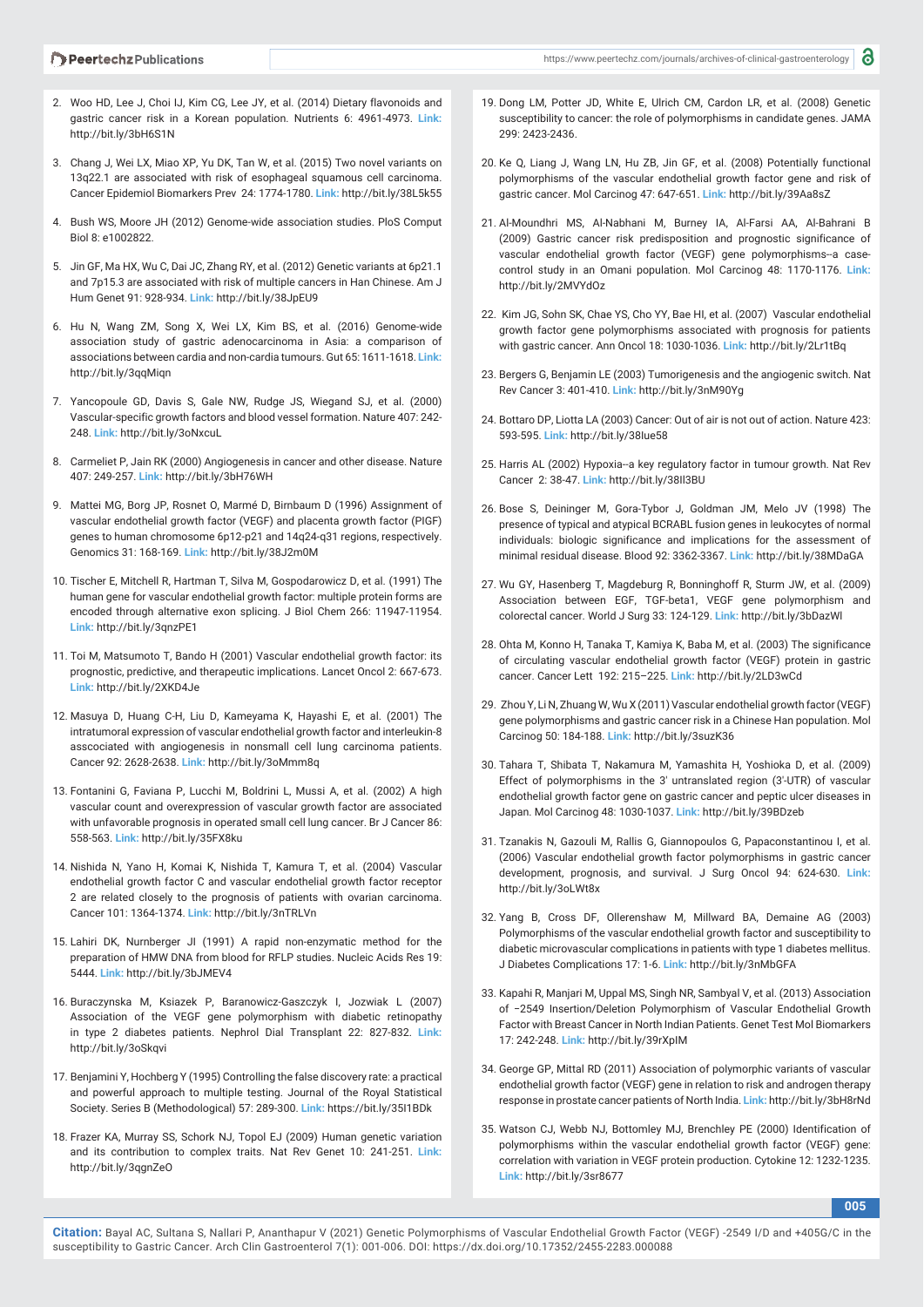2. Woo HD, Lee J, Choi IJ, Kim CG, Lee JY, et al. (2014) Dietary flavonoids and gastric cancer risk in a Korean population. Nutrients 6: 4961-4973. Link: http://bit.ly/3bH6S1N

3. Chang J, Wei LX, Miao XP, Yu DK, Tan W, et al. (2015) Two novel variants on 13q22.1 are associated with risk of esophageal squamous cell carcinoma. Cancer Epidemiol Biomarkers Prev 24: 1774-1780. Link: http://bit.ly/38L5k55

4. Bush WS, Moore JH (2012) Genome-wide association studies. PloS Comput Biol 8: e1002822.

5. Jin GF, Ma HX, Wu C, Dai JC, Zhang RY, et al. (2012) Genetic variants at 6p21.1 and 7p15.3 are associated with risk of multiple cancers in Han Chinese. Am J Hum Genet 91: 928-934. Link: http://bit.ly/38JpEU9

6. Hu N, Wang ZM, Song X, Wei LX, Kim BS, et al. (2016) Genome-wide association study of gastric adenocarcinoma in Asia: a comparison of associations between cardia and non-cardia tumours. Gut 65: 1611-1618. Link: http://bit.ly/3qqMiqn

7. Yancopoule GD, Davis S, Gale NW, Rudge JS, Wiegand SJ, et al. (2000) Vascular-specific growth factors and blood vessel formation. Nature 407: 242-248. Link: http://bit.ly/3oNxcuL

8. Carmeliet P, Jain RK (2000) Angiogenesis in cancer and other disease. Nature 407: 249-257. Link: http://bit.ly/3bH76WH

9. Mattei MG, Borg JP, Rosnet O, Marmé D, Birnbaum D (1996) Assignment of vascular endothelial growth factor (VEGF) and placenta growth factor (PlGF) genes to human chromosome 6p12-p21 and 14q24-q31 regions, respectively. Genomics 31: 168-169. Link: http://bit.ly/38J2m0M

10. Tischer E, Mitchell R, Hartman T, Silva M, Gospodarowicz D, et al. (1991) The human gene for vascular endothelial growth factor: multiple protein forms are encoded through alternative exon splicing. J Biol Chem 266: 11947-11954. Link: http://bit.ly/3qnzPE1

11. Toi M, Matsumoto T, Bando H (2001) Vascular endothelial growth factor: its prognostic, predictive, and therapeutic implications. Lancet Oncol 2: 667-673. Link: http://bit.ly/2XKD4Je

12. Masuya D, Huang C-H, Liu D, Kameyama K, Hayashi E, et al. (2001) The intratumoral expression of vascular endothelial growth factor and interleukin-8 asscociated with angiogenesis in nonsmall cell lung carcinoma patients. Cancer 92: 2628-2638. Link: http://bit.ly/3oMmm8q

13. Fontanini G, Faviana P, Lucchi M, Boldrini L, Mussi A, et al. (2002) A high vascular count and overexpression of vascular growth factor are associated with unfavorable prognosis in operated small cell lung cancer. Br J Cancer 86: 558-563. Link: http://bit.ly/35FX8ku

14. Nishida N, Yano H, Komai K, Nishida T, Kamura T, et al. (2004) Vascular endothelial growth factor C and vascular endothelial growth factor receptor 2 are related closely to the prognosis of patients with ovarian carcinoma. Cancer 101: 1364-1374. Link: http://bit.ly/3nTRLVn

15. Lahiri DK, Nurnberger JI (1991) A rapid non-enzymatic method for the preparation of HMW DNA from blood for RFLP studies. Nucleic Acids Res 19: 5444. Link: http://bit.ly/3bJMEV4

16. Buraczynska M, Ksiazek P, Baranowicz-Gaszczyk I, Jozwiak L (2007) Association of the VEGF gene polymorphism with diabetic retinopathy in type 2 diabetes patients. Nephrol Dial Transplant 22: 827-832. Link: http://bit.ly/3oSkqvi

17. Benjamini Y, Hochberg Y (1995) Controlling the false discovery rate: a practical and powerful approach to multiple testing. Journal of the Royal Statistical Society. Series B (Methodological) 57: 289-300. Link: https://bit.ly/35I1BDk

18. Frazer KA, Murray SS, Schork NJ, Topol EJ (2009) Human genetic variation and its contribution to complex traits. Nat Rev Genet 10: 241-251. Link: http://bit.ly/3qgnZeO

19. Dong LM, Potter JD, White E, Ulrich CM, Cardon LR, et al. (2008) Genetic susceptibility to cancer: the role of polymorphisms in candidate genes. JAMA 299: 2423-2436.

20. Ke Q, Liang J, Wang LN, Hu ZB, Jin GF, et al. (2008) Potentially functional polymorphisms of the vascular endothelial growth factor gene and risk of gastric cancer. Mol Carcinog 47: 647-651. Link: http://bit.ly/39Aa8sZ

21. Al-Moundhri MS, Al-Nabhani M, Burney IA, Al-Farsi AA, Al-Bahrani B (2009) Gastric cancer risk predisposition and prognostic significance of vascular endothelial growth factor (VEGF) gene polymorphisms--a case-control study in an Omani population. Mol Carcinog 48: 1170-1176. Link: http://bit.ly/2MVYdOz

22. Kim JG, Sohn SK, Chae YS, Cho YY, Bae HI, et al. (2007) Vascular endothelial growth factor gene polymorphisms associated with prognosis for patients with gastric cancer. Ann Oncol 18: 1030-1036. Link: http://bit.ly/2Lr1tBq

23. Bergers G, Benjamin LE (2003) Tumorigenesis and the angiogenic switch. Nat Rev Cancer 3: 401-410. Link: http://bit.ly/3nM90Yg

24. Bottaro DP, Liotta LA (2003) Cancer: Out of air is not out of action. Nature 423: 593-595. Link: http://bit.ly/38Iue58

25. Harris AL (2002) Hypoxia--a key regulatory factor in tumour growth. Nat Rev Cancer 2: 38-47. Link: http://bit.ly/38Il3BU

26. Bose S, Deininger M, Gora-Tybor J, Goldman JM, Melo JV (1998) The presence of typical and atypical BCRABL fusion genes in leukocytes of normal individuals: biologic significance and implications for the assessment of minimal residual disease. Blood 92: 3362-3367. Link: http://bit.ly/38MDaGA

27. Wu GY, Hasenberg T, Magdeburg R, Bonninghoff R, Sturm JW, et al. (2009) Association between EGF, TGF-beta1, VEGF gene polymorphism and colorectal cancer. World J Surg 33: 124-129. Link: http://bit.ly/3bDazWl

28. Ohta M, Konno H, Tanaka T, Kamiya K, Baba M, et al. (2003) The significance of circulating vascular endothelial growth factor (VEGF) protein in gastric cancer. Cancer Lett 192: 215–225. Link: http://bit.ly/2LD3wCd

29. Zhou Y, Li N, Zhuang W, Wu X (2011) Vascular endothelial growth factor (VEGF) gene polymorphisms and gastric cancer risk in a Chinese Han population. Mol Carcinog 50: 184-188. Link: http://bit.ly/3suzK36

30. Tahara T, Shibata T, Nakamura M, Yamashita H, Yoshioka D, et al. (2009) Effect of polymorphisms in the 3' untranslated region (3'-UTR) of vascular endothelial growth factor gene on gastric cancer and peptic ulcer diseases in Japan. Mol Carcinog 48: 1030-1037. Link: http://bit.ly/39BDzeb

31. Tzanakis N, Gazouli M, Rallis G, Giannopoulos G, Papaconstantinou I, et al. (2006) Vascular endothelial growth factor polymorphisms in gastric cancer development, prognosis, and survival. J Surg Oncol 94: 624-630. Link: http://bit.ly/3oLWt8x

32. Yang B, Cross DF, Ollerenshaw M, Millward BA, Demaine AG (2003) Polymorphisms of the vascular endothelial growth factor and susceptibility to diabetic microvascular complications in patients with type 1 diabetes mellitus. J Diabetes Complications 17: 1-6. Link: http://bit.ly/3nMbGFA

33. Kapahi R, Manjari M, Uppal MS, Singh NR, Sambyal V, et al. (2013) Association of −2549 Insertion/Deletion Polymorphism of Vascular Endothelial Growth Factor with Breast Cancer in North Indian Patients. Genet Test Mol Biomarkers 17: 242-248. Link: http://bit.ly/39rXpIM

34. George GP, Mittal RD (2011) Association of polymorphic variants of vascular endothelial growth factor (VEGF) gene in relation to risk and androgen therapy response in prostate cancer patients of North India. Link: http://bit.ly/3bH8rNd

35. Watson CJ, Webb NJ, Bottomley MJ, Brenchley PE (2000) Identification of polymorphisms within the vascular endothelial growth factor (VEGF) gene: correlation with variation in VEGF protein production. Cytokine 12: 1232-1235. Link: http://bit.ly/3sr8677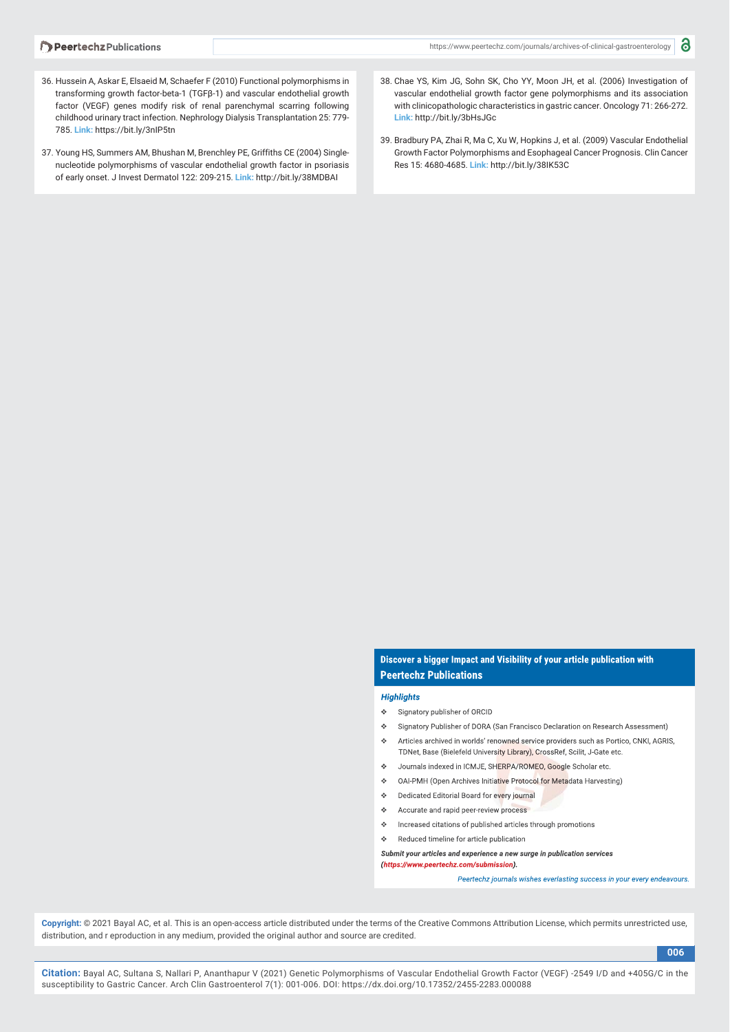36. Hussein A, Askar E, Elsaeid M, Schaefer F (2010) Functional polymorphisms in transforming growth factor-beta-1 (TGFβ-1) and vascular endothelial growth factor (VEGF) genes modify risk of renal parenchymal scarring following childhood urinary tract infection. Nephrology Dialysis Transplantation 25: 779-785. **Link:** https://bit.ly/3nIP5tn

37. Young HS, Summers AM, Bhushan M, Brenchley PE, Griffiths CE (2004) Single-nucleotide polymorphisms of vascular endothelial growth factor in psoriasis of early onset. J Invest Dermatol 122: 209-215. **Link:** http://bit.ly/38MDBAI

38. Chae YS, Kim JG, Sohn SK, Cho YY, Moon JH, et al. (2006) Investigation of vascular endothelial growth factor gene polymorphisms and its association with clinicopathologic characteristics in gastric cancer. Oncology 71: 266-272. **Link:** http://bit.ly/3bHsJGc

39. Bradbury PA, Zhai R, Ma C, Xu W, Hopkins J, et al. (2009) Vascular Endothelial Growth Factor Polymorphisms and Esophageal Cancer Prognosis. Clin Cancer Res 15: 4680-4685. **Link:** http://bit.ly/38IK53C

**Discover a bigger Impact and Visibility of your article publication with Peertechz Publications**

***Highlights***

- Signatory publisher of ORCID
- Signatory Publisher of DORA (San Francisco Declaration on Research Assessment)
- Articles archived in worlds' renowned service providers such as Portico, CNKI, AGRIS, TDNet, Base (Bielefeld University Library), CrossRef, Scilit, J-Gate etc.
- Journals indexed in ICMJE, SHERPA/ROMEO, Google Scholar etc.
- OAI-PMH (Open Archives Initiative Protocol for Metadata Harvesting)
- Dedicated Editorial Board for every journal
- Accurate and rapid peer-review process
- Increased citations of published articles through promotions
- Reduced timeline for article publication

***Submit your articles and experience a new surge in publication services (https://www.peertechz.com/submission).***

*Peertechz journals wishes everlasting success in your every endeavours.*

**Copyright:** © 2021 Bayal AC, et al. This is an open-access article distributed under the terms of the Creative Commons Attribution License, which permits unrestricted use, distribution, and r eproduction in any medium, provided the original author and source are credited.

**Citation:** Bayal AC, Sultana S, Nallari P, Ananthapur V (2021) Genetic Polymorphisms of Vascular Endothelial Growth Factor (VEGF) -2549 I/D and +405G/C in the susceptibility to Gastric Cancer. Arch Clin Gastroenterol 7(1): 001-006. DOI: https://dx.doi.org/10.17352/2455-2283.000088